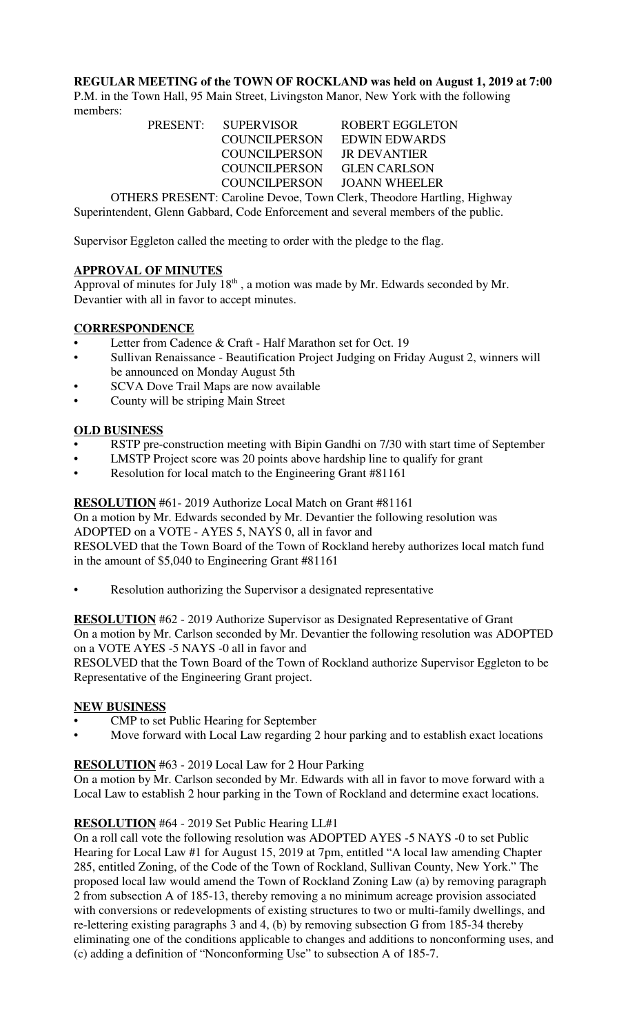**REGULAR MEETING of the TOWN OF ROCKLAND was held on August 1, 2019 at 7:00** P.M. in the Town Hall, 95 Main Street, Livingston Manor, New York with the following members:

| PRESENT: | SUPERVISOR | ROBERT EGGLETON |
|---|---|---|
| | COUNCILPERSON | EDWIN EDWARDS |
| | COUNCILPERSON | JR DEVANTIER |
| | COUNCILPERSON | GLEN CARLSON |
| | COUNCILPERSON | JOANN WHEELER |

OTHERS PRESENT: Caroline Devoe, Town Clerk, Theodore Hartling, Highway Superintendent, Glenn Gabbard, Code Enforcement and several members of the public.

Supervisor Eggleton called the meeting to order with the pledge to the flag.

## APPROVAL OF MINUTES

Approval of minutes for July 18th , a motion was made by Mr. Edwards seconded by Mr. Devantier with all in favor to accept minutes.

## CORRESPONDENCE

- Letter from Cadence & Craft - Half Marathon set for Oct. 19
- Sullivan Renaissance - Beautification Project Judging on Friday August 2, winners will be announced on Monday August 5th
- SCVA Dove Trail Maps are now available
- County will be striping Main Street

## OLD BUSINESS

- RSTP pre-construction meeting with Bipin Gandhi on 7/30 with start time of September
- LMSTP Project score was 20 points above hardship line to qualify for grant
- Resolution for local match to the Engineering Grant #81161

**RESOLUTION** #61- 2019 Authorize Local Match on Grant #81161
On a motion by Mr. Edwards seconded by Mr. Devantier the following resolution was ADOPTED on a VOTE - AYES 5, NAYS 0, all in favor and
RESOLVED that the Town Board of the Town of Rockland hereby authorizes local match fund in the amount of $5,040 to Engineering Grant #81161

- Resolution authorizing the Supervisor a designated representative

**RESOLUTION** #62 - 2019 Authorize Supervisor as Designated Representative of Grant
On a motion by Mr. Carlson seconded by Mr. Devantier the following resolution was ADOPTED on a VOTE AYES -5 NAYS -0 all in favor and
RESOLVED that the Town Board of the Town of Rockland authorize Supervisor Eggleton to be Representative of the Engineering Grant project.

## NEW BUSINESS

- CMP to set Public Hearing for September
- Move forward with Local Law regarding 2 hour parking and to establish exact locations

**RESOLUTION** #63 - 2019 Local Law for 2 Hour Parking
On a motion by Mr. Carlson seconded by Mr. Edwards with all in favor to move forward with a Local Law to establish 2 hour parking in the Town of Rockland and determine exact locations.

**RESOLUTION** #64 - 2019 Set Public Hearing LL#1
On a roll call vote the following resolution was ADOPTED AYES -5 NAYS -0 to set Public Hearing for Local Law #1 for August 15, 2019 at 7pm, entitled "A local law amending Chapter 285, entitled Zoning, of the Code of the Town of Rockland, Sullivan County, New York." The proposed local law would amend the Town of Rockland Zoning Law (a) by removing paragraph 2 from subsection A of 185-13, thereby removing a no minimum acreage provision associated with conversions or redevelopments of existing structures to two or multi-family dwellings, and re-lettering existing paragraphs 3 and 4, (b) by removing subsection G from 185-34 thereby eliminating one of the conditions applicable to changes and additions to nonconforming uses, and (c) adding a definition of "Nonconforming Use" to subsection A of 185-7.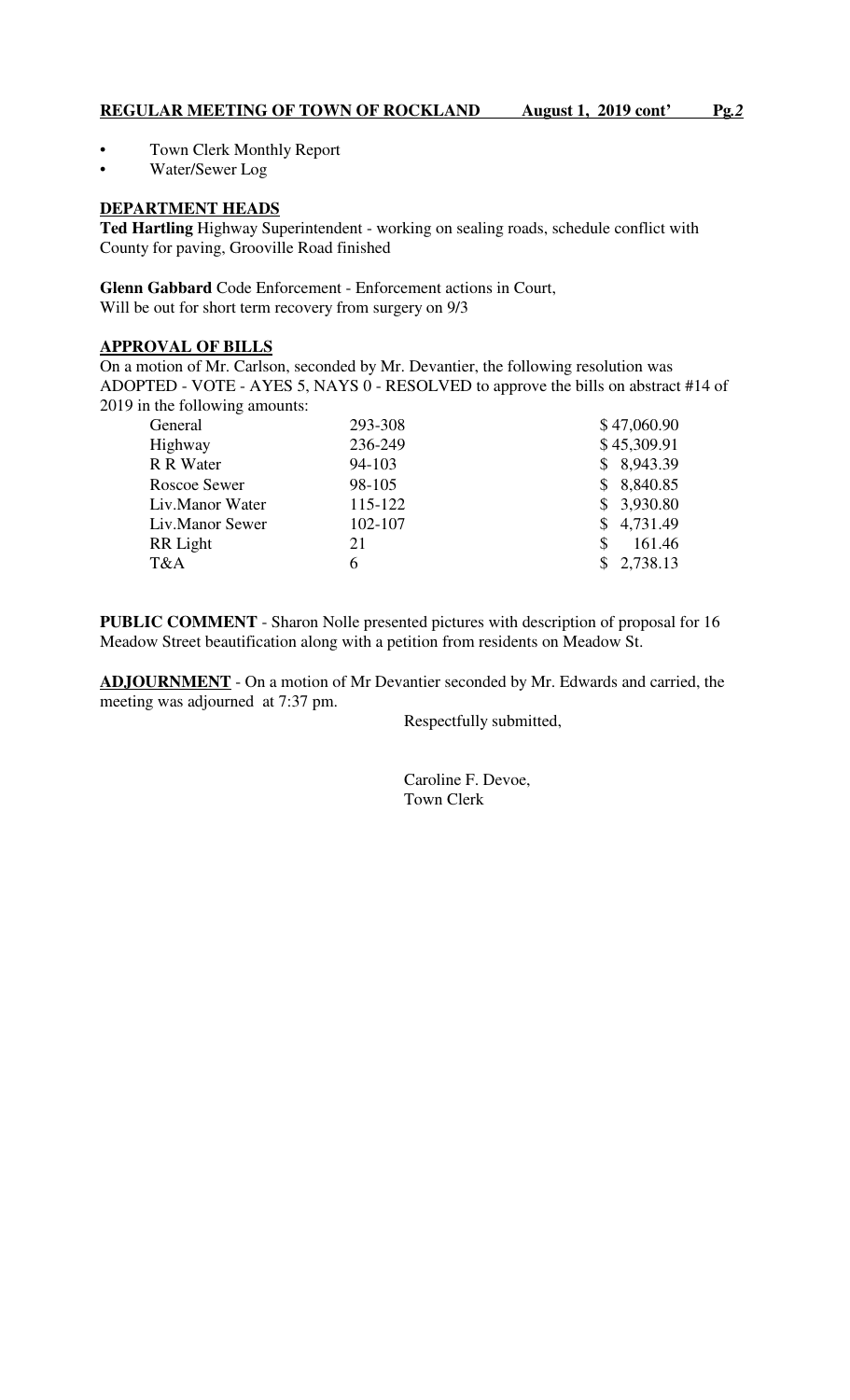- Town Clerk Monthly Report
- Water/Sewer Log

## DEPARTMENT HEADS

**Ted Hartling** Highway Superintendent - working on sealing roads, schedule conflict with County for paving, Grooville Road finished

**Glenn Gabbard** Code Enforcement - Enforcement actions in Court,
Will be out for short term recovery from surgery on 9/3

## APPROVAL OF BILLS

On a motion of Mr. Carlson, seconded by Mr. Devantier, the following resolution was ADOPTED - VOTE - AYES 5, NAYS 0 - RESOLVED to approve the bills on abstract #14 of 2019 in the following amounts:

| | | |
|---|---|---|
| General | 293-308 | $47,060.90 |
| Highway | 236-249 | $45,309.91 |
| R R Water | 94-103 | $ 8,943.39 |
| Roscoe Sewer | 98-105 | $ 8,840.85 |
| Liv.Manor Water | 115-122 | $ 3,930.80 |
| Liv.Manor Sewer | 102-107 | $ 4,731.49 |
| RR Light | 21 | $ 161.46 |
| T&A | 6 | $ 2,738.13 |

**PUBLIC COMMENT** - Sharon Nolle presented pictures with description of proposal for 16 Meadow Street beautification along with a petition from residents on Meadow St.

**ADJOURNMENT** - On a motion of Mr Devantier seconded by Mr. Edwards and carried, the meeting was adjourned at 7:37 pm.

Respectfully submitted,

Caroline F. Devoe,
Town Clerk